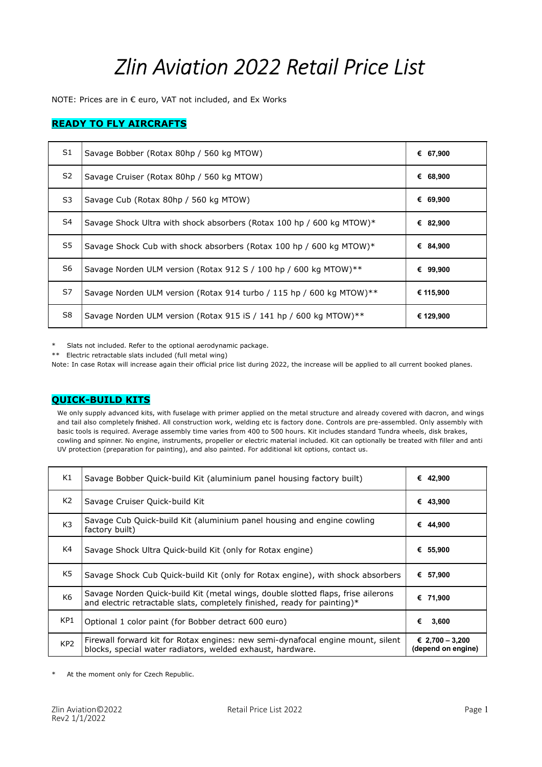# *Zlin Aviation 2022 Retail Price List*

NOTE: Prices are in € euro, VAT not included, and Ex Works

## **READY TO FLY AIRCRAFTS**

| | | |
|---|---|---|
| S1 | Savage Bobber (Rotax 80hp / 560 kg MTOW) | **€ 67,900** |
| S2 | Savage Cruiser (Rotax 80hp / 560 kg MTOW) | **€ 68,900** |
| S3 | Savage Cub (Rotax 80hp / 560 kg MTOW) | **€ 69,900** |
| S4 | Savage Shock Ultra with shock absorbers (Rotax 100 hp / 600 kg MTOW)* | **€ 82,900** |
| S5 | Savage Shock Cub with shock absorbers (Rotax 100 hp / 600 kg MTOW)* | **€ 84,900** |
| S6 | Savage Norden ULM version (Rotax 912 S / 100 hp / 600 kg MTOW)** | **€ 99,900** |
| S7 | Savage Norden ULM version (Rotax 914 turbo / 115 hp / 600 kg MTOW)** | **€ 115,900** |
| S8 | Savage Norden ULM version (Rotax 915 iS / 141 hp / 600 kg MTOW)** | **€ 129,900** |

\* Slats not included. Refer to the optional aerodynamic package.

** Electric retractable slats included (full metal wing)

Note: In case Rotax will increase again their official price list during 2022, the increase will be applied to all current booked planes.

## **QUICK-BUILD KITS**

We only supply advanced kits, with fuselage with primer applied on the metal structure and already covered with dacron, and wings and tail also completely finished. All construction work, welding etc is factory done. Controls are pre-assembled. Only assembly with basic tools is required. Average assembly time varies from 400 to 500 hours. Kit includes standard Tundra wheels, disk brakes, cowling and spinner. No engine, instruments, propeller or electric material included. Kit can optionally be treated with filler and anti UV protection (preparation for painting), and also painted. For additional kit options, contact us.

| | | |
|---|---|---|
| K1 | Savage Bobber Quick-build Kit (aluminium panel housing factory built) | **€ 42,900** |
| K2 | Savage Cruiser Quick-build Kit | **€ 43,900** |
| K3 | Savage Cub Quick-build Kit (aluminium panel housing and engine cowling factory built) | **€ 44,900** |
| K4 | Savage Shock Ultra Quick-build Kit (only for Rotax engine) | **€ 55,900** |
| K5 | Savage Shock Cub Quick-build Kit (only for Rotax engine), with shock absorbers | **€ 57,900** |
| K6 | Savage Norden Quick-build Kit (metal wings, double slotted flaps, frise ailerons and electric retractable slats, completely finished, ready for painting)* | **€ 71,900** |
| KP1 | Optional 1 color paint (for Bobber detract 600 euro) | **€ 3,600** |
| KP2 | Firewall forward kit for Rotax engines: new semi-dynafocal engine mount, silent blocks, special water radiators, welded exhaust, hardware. | **€ 2,700 – 3,200 (depend on engine)** |

\* At the moment only for Czech Republic.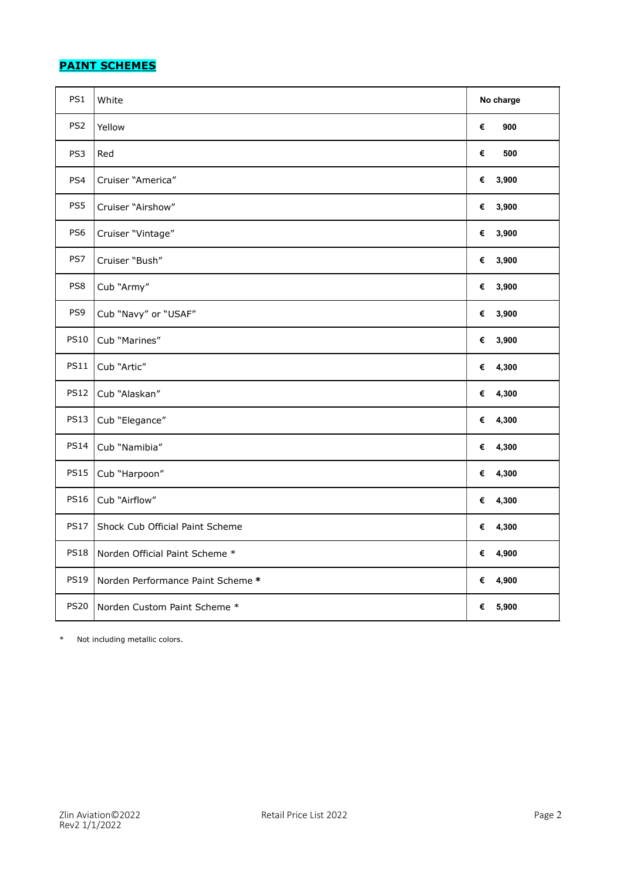## **PAINT SCHEMES**

| Code | Description | Price |
|---|---|---|
| PS1 | White | **No charge** |
| PS2 | Yellow | **€ 900** |
| PS3 | Red | **€ 500** |
| PS4 | Cruiser "America" | **€ 3,900** |
| PS5 | Cruiser "Airshow" | **€ 3,900** |
| PS6 | Cruiser "Vintage" | **€ 3,900** |
| PS7 | Cruiser "Bush" | **€ 3,900** |
| PS8 | Cub "Army" | **€ 3,900** |
| PS9 | Cub "Navy" or "USAF" | **€ 3,900** |
| PS10 | Cub "Marines" | **€ 3,900** |
| PS11 | Cub "Artic" | **€ 4,300** |
| PS12 | Cub "Alaskan" | **€ 4,300** |
| PS13 | Cub "Elegance" | **€ 4,300** |
| PS14 | Cub "Namibia" | **€ 4,300** |
| PS15 | Cub "Harpoon" | **€ 4,300** |
| PS16 | Cub "Airflow" | **€ 4,300** |
| PS17 | Shock Cub Official Paint Scheme | **€ 4,300** |
| PS18 | Norden Official Paint Scheme * | **€ 4,900** |
| PS19 | Norden Performance Paint Scheme * | **€ 4,900** |
| PS20 | Norden Custom Paint Scheme * | **€ 5,900** |

\* Not including metallic colors.

Zlin Aviation©2022
Rev2 1/1/2022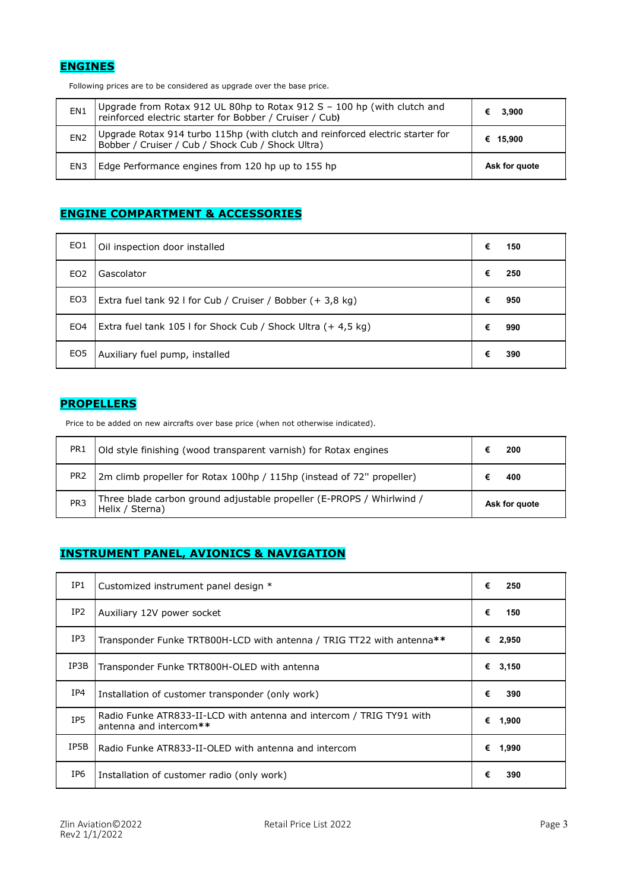## ENGINES

Following prices are to be considered as upgrade over the base price.

| | | |
|---|---|---|
| EN1 | Upgrade from Rotax 912 UL 80hp to Rotax 912 S – 100 hp (with clutch and reinforced electric starter for Bobber / Cruiser / Cub**)** | € 3,900 |
| EN2 | Upgrade Rotax 914 turbo 115hp (with clutch and reinforced electric starter for Bobber / Cruiser / Cub / Shock Cub / Shock Ultra) | € 15,900 |
| EN3 | Edge Performance engines from 120 hp up to 155 hp | Ask for quote |

## ENGINE COMPARTMENT & ACCESSORIES

| | | |
|---|---|---|
| EO1 | Oil inspection door installed | € 150 |
| EO2 | Gascolator | € 250 |
| EO3 | Extra fuel tank 92 l for Cub / Cruiser / Bobber (+ 3,8 kg) | € 950 |
| EO4 | Extra fuel tank 105 l for Shock Cub / Shock Ultra (+ 4,5 kg) | € 990 |
| EO5 | Auxiliary fuel pump, installed | € 390 |

## PROPELLERS

Price to be added on new aircrafts over base price (when not otherwise indicated).

| | | |
|---|---|---|
| PR1 | Old style finishing (wood transparent varnish) for Rotax engines | € 200 |
| PR2 | 2m climb propeller for Rotax 100hp / 115hp (instead of 72" propeller) | € 400 |
| PR3 | Three blade carbon ground adjustable propeller (E-PROPS / Whirlwind / Helix / Sterna) | Ask for quote |

## INSTRUMENT PANEL, AVIONICS & NAVIGATION

| | | |
|---|---|---|
| IP1 | Customized instrument panel design * | € 250 |
| IP2 | Auxiliary 12V power socket | € 150 |
| IP3 | Transponder Funke TRT800H-LCD with antenna / TRIG TT22 with antenna** | € 2,950 |
| IP3B | Transponder Funke TRT800H-OLED with antenna | € 3,150 |
| IP4 | Installation of customer transponder (only work) | € 390 |
| IP5 | Radio Funke ATR833-II-LCD with antenna and intercom / TRIG TY91 with antenna and intercom** | € 1,900 |
| IP5B | Radio Funke ATR833-II-OLED with antenna and intercom | € 1,990 |
| IP6 | Installation of customer radio (only work) | € 390 |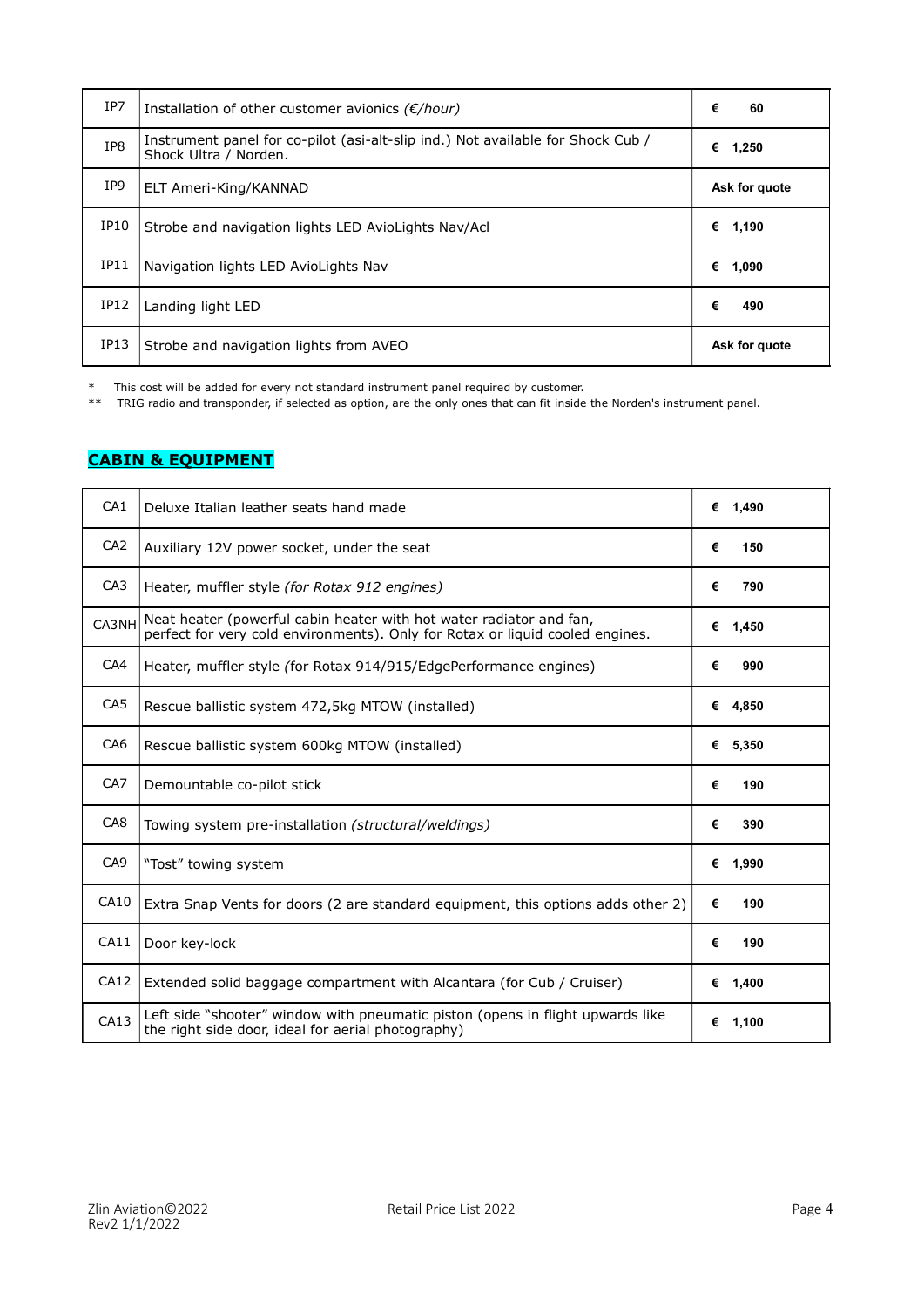| IP7 | Installation of other customer avionics *(€/hour)* | € 60 |
|---|---|---|
| IP8 | Instrument panel for co-pilot (asi-alt-slip ind.) Not available for Shock Cub / Shock Ultra / Norden. | € 1,250 |
| IP9 | ELT Ameri-King/KANNAD | Ask for quote |
| IP10 | Strobe and navigation lights LED AvioLights Nav/Acl | € 1,190 |
| IP11 | Navigation lights LED AvioLights Nav | € 1,090 |
| IP12 | Landing light LED | € 490 |
| IP13 | Strobe and navigation lights from AVEO | Ask for quote |

\* This cost will be added for every not standard instrument panel required by customer.

\*\* TRIG radio and transponder, if selected as option, are the only ones that can fit inside the Norden's instrument panel.

## CABIN & EQUIPMENT

| CA1 | Deluxe Italian leather seats hand made | € 1,490 |
|---|---|---|
| CA2 | Auxiliary 12V power socket, under the seat | € 150 |
| CA3 | Heater, muffler style *(for Rotax 912 engines)* | € 790 |
| CA3NH | Neat heater (powerful cabin heater with hot water radiator and fan, perfect for very cold environments). Only for Rotax or liquid cooled engines. | € 1,450 |
| CA4 | Heater, muffler style (for Rotax 914/915/EdgePerformance engines) | € 990 |
| CA5 | Rescue ballistic system 472,5kg MTOW (installed) | € 4,850 |
| CA6 | Rescue ballistic system 600kg MTOW (installed) | € 5,350 |
| CA7 | Demountable co-pilot stick | € 190 |
| CA8 | Towing system pre-installation *(structural/weldings)* | € 390 |
| CA9 | "Tost" towing system | € 1,990 |
| CA10 | Extra Snap Vents for doors (2 are standard equipment, this options adds other 2) | € 190 |
| CA11 | Door key-lock | € 190 |
| CA12 | Extended solid baggage compartment with Alcantara (for Cub / Cruiser) | € 1,400 |
| CA13 | Left side "shooter" window with pneumatic piston (opens in flight upwards like the right side door, ideal for aerial photography) | € 1,100 |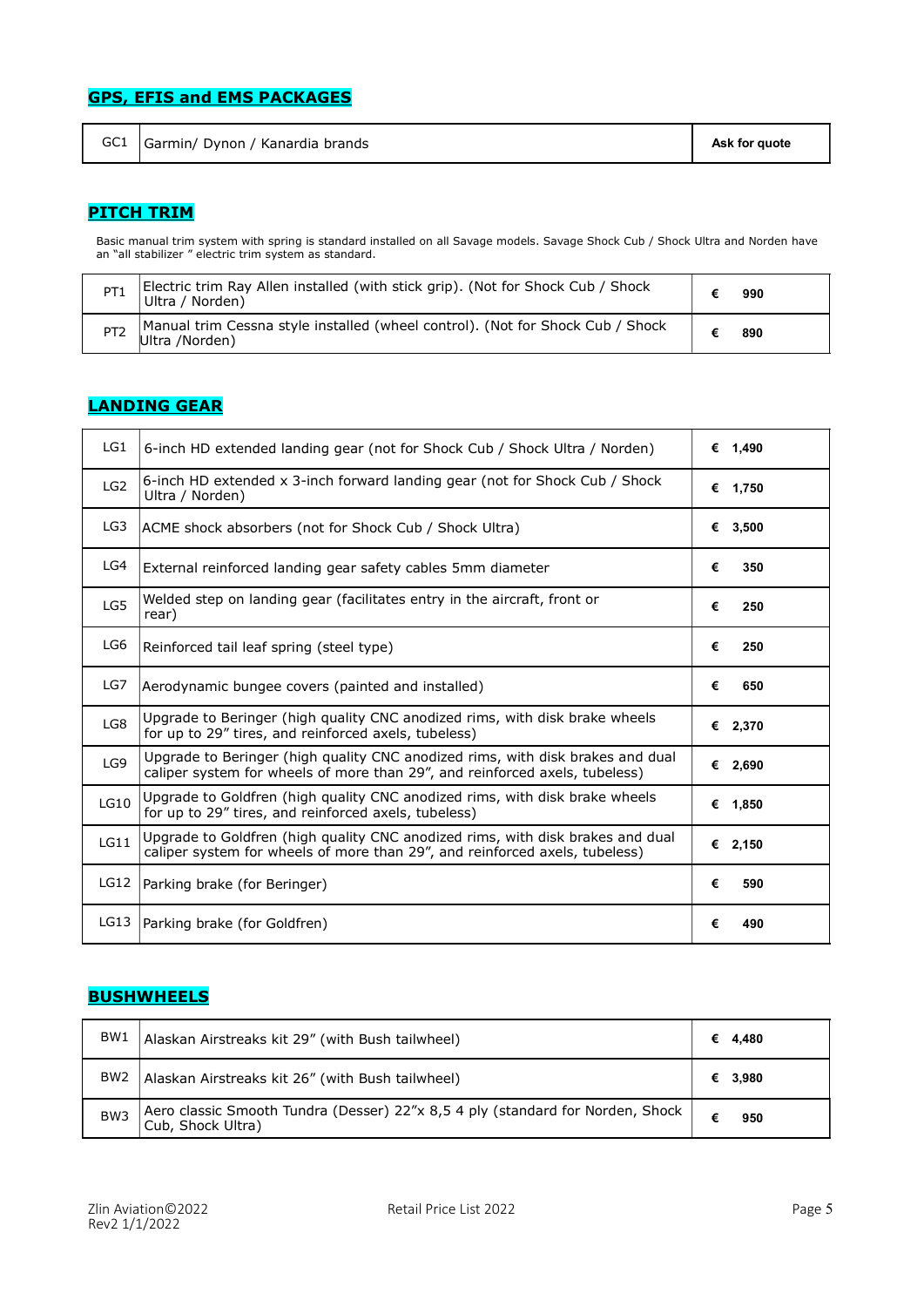## GPS, EFIS and EMS PACKAGES

| | | |
|---|---|---|
| GC1 | Garmin/ Dynon / Kanardia brands | **Ask for quote** |

## PITCH TRIM

Basic manual trim system with spring is standard installed on all Savage models. Savage Shock Cub / Shock Ultra and Norden have an "all stabilizer " electric trim system as standard.

| | | |
|---|---|---|
| PT1 | Electric trim Ray Allen installed (with stick grip). (Not for Shock Cub / Shock Ultra / Norden) | **€ 990** |
| PT2 | Manual trim Cessna style installed (wheel control). (Not for Shock Cub / Shock Ultra /Norden) | **€ 890** |

## LANDING GEAR

| | | |
|---|---|---|
| LG1 | 6-inch HD extended landing gear (not for Shock Cub / Shock Ultra / Norden) | **€ 1,490** |
| LG2 | 6-inch HD extended x 3-inch forward landing gear (not for Shock Cub / Shock Ultra / Norden) | **€ 1,750** |
| LG3 | ACME shock absorbers (not for Shock Cub / Shock Ultra) | **€ 3,500** |
| LG4 | External reinforced landing gear safety cables 5mm diameter | **€ 350** |
| LG5 | Welded step on landing gear (facilitates entry in the aircraft, front or rear) | **€ 250** |
| LG6 | Reinforced tail leaf spring (steel type) | **€ 250** |
| LG7 | Aerodynamic bungee covers (painted and installed) | **€ 650** |
| LG8 | Upgrade to Beringer (high quality CNC anodized rims, with disk brake wheels for up to 29" tires, and reinforced axels, tubeless) | **€ 2,370** |
| LG9 | Upgrade to Beringer (high quality CNC anodized rims, with disk brakes and dual caliper system for wheels of more than 29", and reinforced axels, tubeless) | **€ 2,690** |
| LG10 | Upgrade to Goldfren (high quality CNC anodized rims, with disk brake wheels for up to 29" tires, and reinforced axels, tubeless) | **€ 1,850** |
| LG11 | Upgrade to Goldfren (high quality CNC anodized rims, with disk brakes and dual caliper system for wheels of more than 29", and reinforced axels, tubeless) | **€ 2,150** |
| LG12 | Parking brake (for Beringer) | **€ 590** |
| LG13 | Parking brake (for Goldfren) | **€ 490** |

## BUSHWHEELS

| | | |
|---|---|---|
| BW1 | Alaskan Airstreaks kit 29" (with Bush tailwheel) | **€ 4,480** |
| BW2 | Alaskan Airstreaks kit 26" (with Bush tailwheel) | **€ 3,980** |
| BW3 | Aero classic Smooth Tundra (Desser) 22"x 8,5 4 ply (standard for Norden, Shock Cub, Shock Ultra) | **€ 950** |

Zlin Aviation©2022
Rev2 1/1/2022

Retail Price List 2022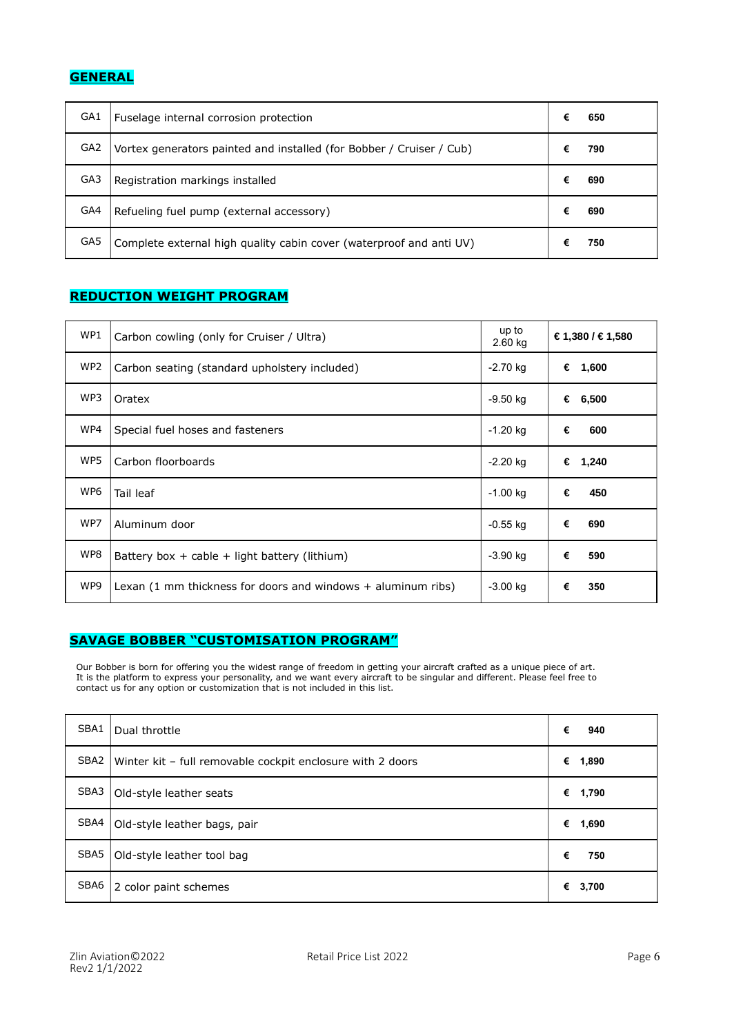## GENERAL

| | | |
|---|---|---|
| GA1 | Fuselage internal corrosion protection | € 650 |
| GA2 | Vortex generators painted and installed (for Bobber / Cruiser / Cub) | € 790 |
| GA3 | Registration markings installed | € 690 |
| GA4 | Refueling fuel pump (external accessory) | € 690 |
| GA5 | Complete external high quality cabin cover (waterproof and anti UV) | € 750 |

## REDUCTION WEIGHT PROGRAM

| | | | |
|---|---|---|---|
| WP1 | Carbon cowling (only for Cruiser / Ultra) | up to 2.60 kg | € 1,380 / € 1,580 |
| WP2 | Carbon seating (standard upholstery included) | -2.70 kg | € 1,600 |
| WP3 | Oratex | -9.50 kg | € 6,500 |
| WP4 | Special fuel hoses and fasteners | -1.20 kg | € 600 |
| WP5 | Carbon floorboards | -2.20 kg | € 1,240 |
| WP6 | Tail leaf | -1.00 kg | € 450 |
| WP7 | Aluminum door | -0.55 kg | € 690 |
| WP8 | Battery box + cable + light battery (lithium) | -3.90 kg | € 590 |
| WP9 | Lexan (1 mm thickness for doors and windows + aluminum ribs) | -3.00 kg | € 350 |

## SAVAGE BOBBER "CUSTOMISATION PROGRAM"

Our Bobber is born for offering you the widest range of freedom in getting your aircraft crafted as a unique piece of art. It is the platform to express your personality, and we want every aircraft to be singular and different. Please feel free to contact us for any option or customization that is not included in this list.

| | | |
|---|---|---|
| SBA1 | Dual throttle | € 940 |
| SBA2 | Winter kit – full removable cockpit enclosure with 2 doors | € 1,890 |
| SBA3 | Old-style leather seats | € 1,790 |
| SBA4 | Old-style leather bags, pair | € 1,690 |
| SBA5 | Old-style leather tool bag | € 750 |
| SBA6 | 2 color paint schemes | € 3,700 |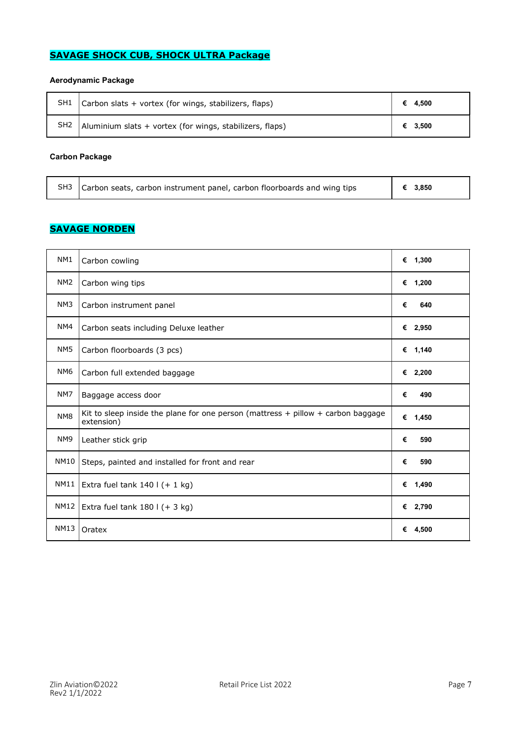## SAVAGE SHOCK CUB, SHOCK ULTRA Package

### Aerodynamic Package

| | | |
|---|---|---|
| SH1 | Carbon slats + vortex (for wings, stabilizers, flaps) | € 4,500 |
| SH2 | Aluminium slats + vortex (for wings, stabilizers, flaps) | € 3,500 |

### Carbon Package

| | | |
|---|---|---|
| SH3 | Carbon seats, carbon instrument panel, carbon floorboards and wing tips | € 3,850 |

## SAVAGE NORDEN

| | | |
|---|---|---|
| NM1 | Carbon cowling | € 1,300 |
| NM2 | Carbon wing tips | € 1,200 |
| NM3 | Carbon instrument panel | € 640 |
| NM4 | Carbon seats including Deluxe leather | € 2,950 |
| NM5 | Carbon floorboards (3 pcs) | € 1,140 |
| NM6 | Carbon full extended baggage | € 2,200 |
| NM7 | Baggage access door | € 490 |
| NM8 | Kit to sleep inside the plane for one person (mattress + pillow + carbon baggage extension) | € 1,450 |
| NM9 | Leather stick grip | € 590 |
| NM10 | Steps, painted and installed for front and rear | € 590 |
| NM11 | Extra fuel tank 140 l (+ 1 kg) | € 1,490 |
| NM12 | Extra fuel tank 180 l (+ 3 kg) | € 2,790 |
| NM13 | Oratex | € 4,500 |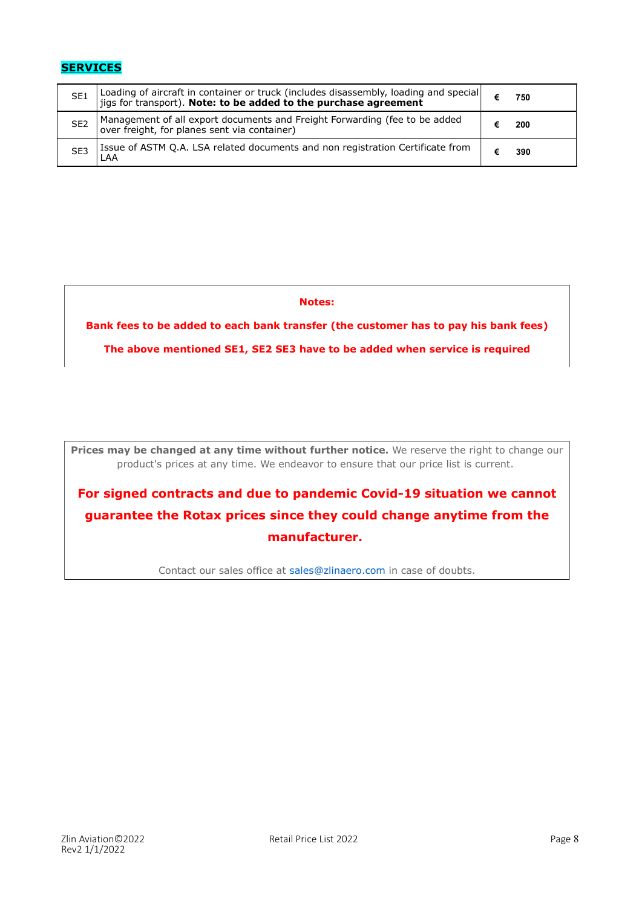## SERVICES

| | | | |
|---|---|---|---|
| SE1 | Loading of aircraft in container or truck (includes disassembly, loading and special jigs for transport). **Note: to be added to the purchase agreement** | € | 750 |
| SE2 | Management of all export documents and Freight Forwarding (fee to be added over freight, for planes sent via container) | € | 200 |
| SE3 | Issue of ASTM Q.A. LSA related documents and non registration Certificate from LAA | € | 390 |

**Notes:**

**Bank fees to be added to each bank transfer (the customer has to pay his bank fees)**

**The above mentioned SE1, SE2 SE3 have to be added when service is required**

**Prices may be changed at any time without further notice.** We reserve the right to change our product's prices at any time. We endeavor to ensure that our price list is current.

**For signed contracts and due to pandemic Covid-19 situation we cannot guarantee the Rotax prices since they could change anytime from the manufacturer.**

Contact our sales office at sales@zlinaero.com in case of doubts.

Zlin Aviation©2022
Rev2 1/1/2022